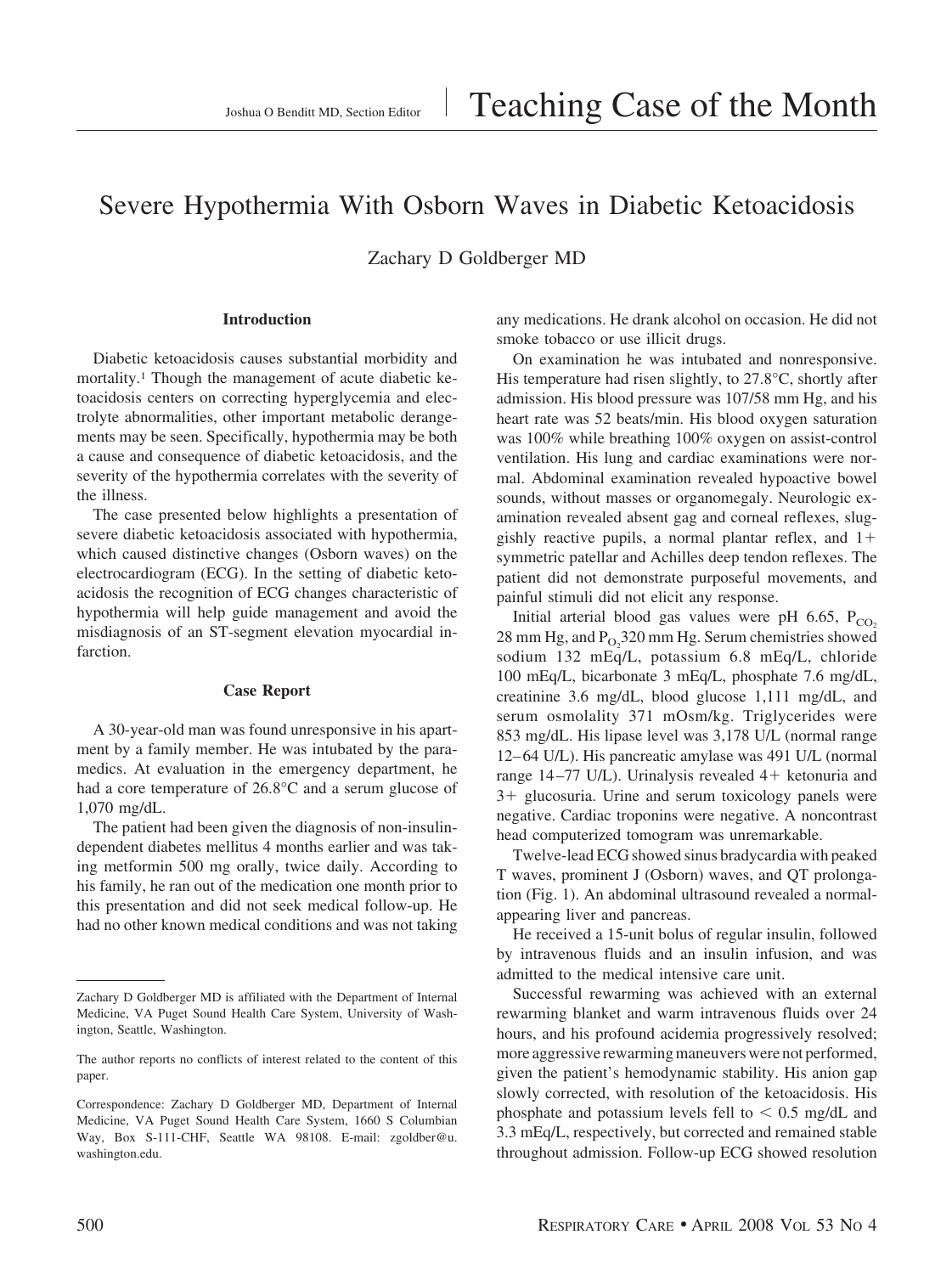Joshua O Benditt MD, Section Editor

# Teaching Case of the Month

## Severe Hypothermia With Osborn Waves in Diabetic Ketoacidosis

Zachary D Goldberger MD

### Introduction

Diabetic ketoacidosis causes substantial morbidity and mortality.[1] Though the management of acute diabetic ketoacidosis centers on correcting hyperglycemia and electrolyte abnormalities, other important metabolic derangements may be seen. Specifically, hypothermia may be both a cause and consequence of diabetic ketoacidosis, and the severity of the hypothermia correlates with the severity of the illness.

The case presented below highlights a presentation of severe diabetic ketoacidosis associated with hypothermia, which caused distinctive changes (Osborn waves) on the electrocardiogram (ECG). In the setting of diabetic ketoacidosis the recognition of ECG changes characteristic of hypothermia will help guide management and avoid the misdiagnosis of an ST-segment elevation myocardial infarction.

### Case Report

A 30-year-old man was found unresponsive in his apartment by a family member. He was intubated by the paramedics. At evaluation in the emergency department, he had a core temperature of 26.8°C and a serum glucose of 1,070 mg/dL.

The patient had been given the diagnosis of non-insulin-dependent diabetes mellitus 4 months earlier and was taking metformin 500 mg orally, twice daily. According to his family, he ran out of the medication one month prior to this presentation and did not seek medical follow-up. He had no other known medical conditions and was not taking any medications. He drank alcohol on occasion. He did not smoke tobacco or use illicit drugs.

On examination he was intubated and nonresponsive. His temperature had risen slightly, to 27.8°C, shortly after admission. His blood pressure was 107/58 mm Hg, and his heart rate was 52 beats/min. His blood oxygen saturation was 100% while breathing 100% oxygen on assist-control ventilation. His lung and cardiac examinations were normal. Abdominal examination revealed hypoactive bowel sounds, without masses or organomegaly. Neurologic examination revealed absent gag and corneal reflexes, sluggishly reactive pupils, a normal plantar reflex, and 1+ symmetric patellar and Achilles deep tendon reflexes. The patient did not demonstrate purposeful movements, and painful stimuli did not elicit any response.

Initial arterial blood gas values were pH 6.65, $P_{CO_2}$ 28 mm Hg, and $P_{O_2}$ 320 mm Hg. Serum chemistries showed sodium 132 mEq/L, potassium 6.8 mEq/L, chloride 100 mEq/L, bicarbonate 3 mEq/L, phosphate 7.6 mg/dL, creatinine 3.6 mg/dL, blood glucose 1,111 mg/dL, and serum osmolality 371 mOsm/kg. Triglycerides were 853 mg/dL. His lipase level was 3,178 U/L (normal range 12–64 U/L). His pancreatic amylase was 491 U/L (normal range 14–77 U/L). Urinalysis revealed 4+ ketonuria and 3+ glucosuria. Urine and serum toxicology panels were negative. Cardiac troponins were negative. A noncontrast head computerized tomogram was unremarkable.

Twelve-lead ECG showed sinus bradycardia with peaked T waves, prominent J (Osborn) waves, and QT prolongation (Fig. 1). An abdominal ultrasound revealed a normal-appearing liver and pancreas.

He received a 15-unit bolus of regular insulin, followed by intravenous fluids and an insulin infusion, and was admitted to the medical intensive care unit.

Successful rewarming was achieved with an external rewarming blanket and warm intravenous fluids over 24 hours, and his profound acidemia progressively resolved; more aggressive rewarming maneuvers were not performed, given the patient's hemodynamic stability. His anion gap slowly corrected, with resolution of the ketoacidosis. His phosphate and potassium levels fell to < 0.5 mg/dL and 3.3 mEq/L, respectively, but corrected and remained stable throughout admission. Follow-up ECG showed resolution

---

Zachary D Goldberger MD is affiliated with the Department of Internal Medicine, VA Puget Sound Health Care System, University of Washington, Seattle, Washington.

The author reports no conflicts of interest related to the content of this paper.

Correspondence: Zachary D Goldberger MD, Department of Internal Medicine, VA Puget Sound Health Care System, 1660 S Columbian Way, Box S-111-CHF, Seattle WA 98108. E-mail: zgoldber@u.washington.edu.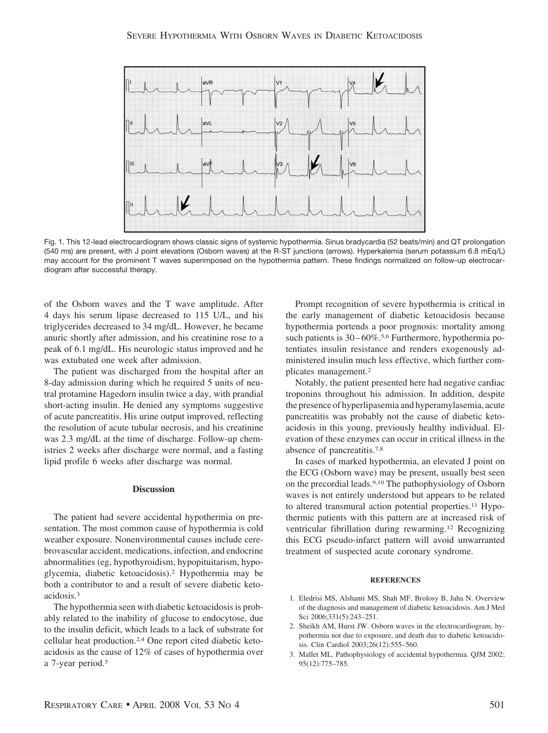Fig. 1. This 12-lead electrocardiogram shows classic signs of systemic hypothermia. Sinus bradycardia (52 beats/min) and QT prolongation (540 ms) are present, with J point elevations (Osborn waves) at the R-ST junctions (arrows). Hyperkalemia (serum potassium 6.8 mEq/L) may account for the prominent T waves superimposed on the hypothermia pattern. These findings normalized on follow-up electrocardiogram after successful therapy.

of the Osborn waves and the T wave amplitude. After 4 days his serum lipase decreased to 115 U/L, and his triglycerides decreased to 34 mg/dL. However, he became anuric shortly after admission, and his creatinine rose to a peak of 6.1 mg/dL. His neurologic status improved and he was extubated one week after admission.

The patient was discharged from the hospital after an 8-day admission during which he required 5 units of neutral protamine Hagedorn insulin twice a day, with prandial short-acting insulin. He denied any symptoms suggestive of acute pancreatitis. His urine output improved, reflecting the resolution of acute tubular necrosis, and his creatinine was 2.3 mg/dL at the time of discharge. Follow-up chemistries 2 weeks after discharge were normal, and a fasting lipid profile 6 weeks after discharge was normal.

## Discussion

The patient had severe accidental hypothermia on presentation. The most common cause of hypothermia is cold weather exposure. Nonenvironmental causes include cerebrovascular accident, medications, infection, and endocrine abnormalities (eg, hypothyroidism, hypopituitarism, hypoglycemia, diabetic ketoacidosis).[2] Hypothermia may be both a contributor to and a result of severe diabetic ketoacidosis.[3]

The hypothermia seen with diabetic ketoacidosis is probably related to the inability of glucose to endocytose, due to the insulin deficit, which leads to a lack of substrate for cellular heat production.[2,4] One report cited diabetic ketoacidosis as the cause of 12% of cases of hypothermia over a 7-year period.[5]

Prompt recognition of severe hypothermia is critical in the early management of diabetic ketoacidosis because hypothermia portends a poor prognosis: mortality among such patients is 30–60%.[5,6] Furthermore, hypothermia potentiates insulin resistance and renders exogenously administered insulin much less effective, which further complicates management.[2]

Notably, the patient presented here had negative cardiac troponins throughout his admission. In addition, despite the presence of hyperlipasemia and hyperamylasemia, acute pancreatitis was probably not the cause of diabetic ketoacidosis in this young, previously healthy individual. Elevation of these enzymes can occur in critical illness in the absence of pancreatitis.[7,8]

In cases of marked hypothermia, an elevated J point on the ECG (Osborn wave) may be present, usually best seen on the precordial leads.[9,10] The pathophysiology of Osborn waves is not entirely understood but appears to be related to altered transmural action potential properties.[11] Hypothermic patients with this pattern are at increased risk of ventricular fibrillation during rewarming.[12] Recognizing this ECG pseudo-infarct pattern will avoid unwarranted treatment of suspected acute coronary syndrome.

## REFERENCES

1. Eledrisi MS, Alshanti MS, Shah MF, Brolosy B, Jaha N. Overview of the diagnosis and management of diabetic ketoacidosis. Am J Med Sci 2006;331(5):243–251.
2. Sheikh AM, Hurst JW. Osborn waves in the electrocardiogram, hypothermia not due to exposure, and death due to diabetic ketoacidosis. Clin Cardiol 2003;26(12):555–560.
3. Mallet ML. Pathophysiology of accidental hypothermia. QJM 2002; 95(12):775–785.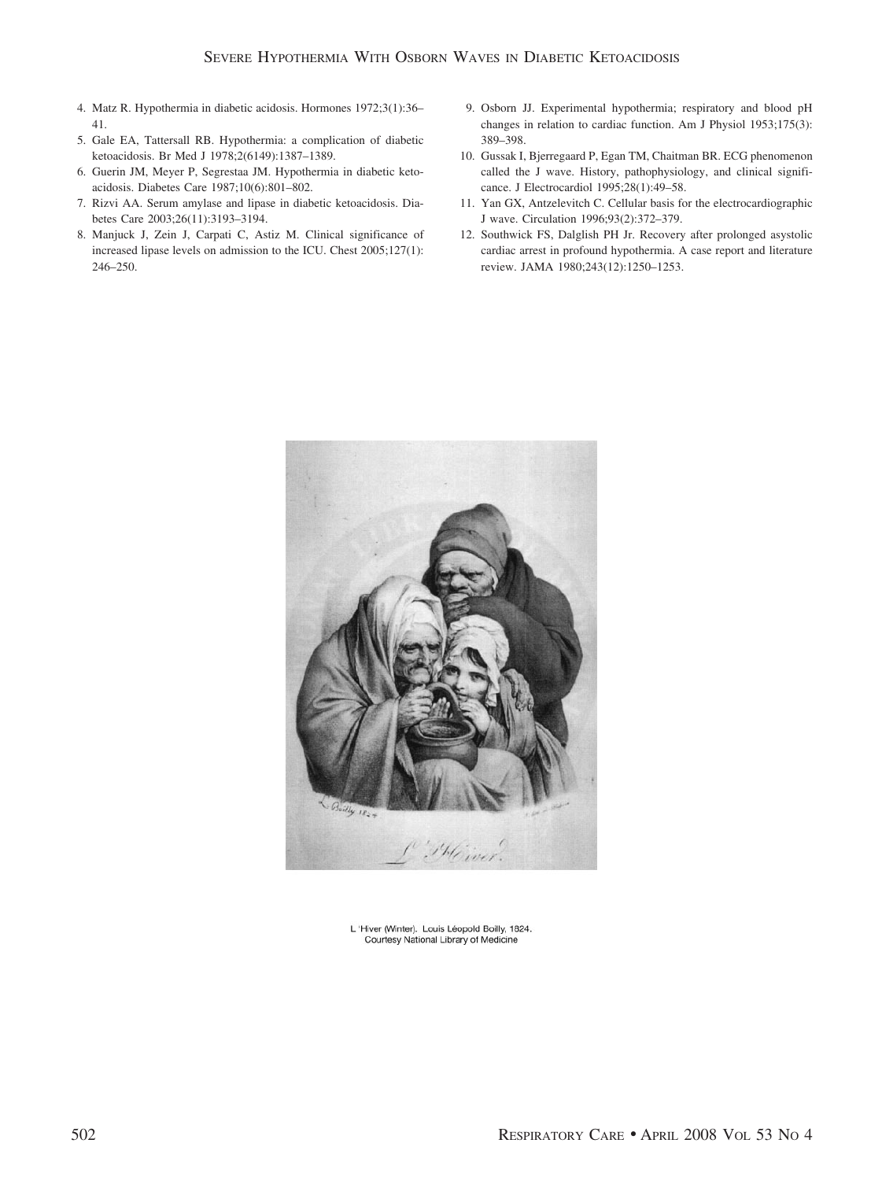4. Matz R. Hypothermia in diabetic acidosis. Hormones 1972;3(1):36–41.
5. Gale EA, Tattersall RB. Hypothermia: a complication of diabetic ketoacidosis. Br Med J 1978;2(6149):1387–1389.
6. Guerin JM, Meyer P, Segrestaa JM. Hypothermia in diabetic ketoacidosis. Diabetes Care 1987;10(6):801–802.
7. Rizvi AA. Serum amylase and lipase in diabetic ketoacidosis. Diabetes Care 2003;26(11):3193–3194.
8. Manjuck J, Zein J, Carpati C, Astiz M. Clinical significance of increased lipase levels on admission to the ICU. Chest 2005;127(1):246–250.
9. Osborn JJ. Experimental hypothermia; respiratory and blood pH changes in relation to cardiac function. Am J Physiol 1953;175(3):389–398.
10. Gussak I, Bjerregaard P, Egan TM, Chaitman BR. ECG phenomenon called the J wave. History, pathophysiology, and clinical significance. J Electrocardiol 1995;28(1):49–58.
11. Yan GX, Antzelevitch C. Cellular basis for the electrocardiographic J wave. Circulation 1996;93(2):372–379.
12. Southwick FS, Dalglish PH Jr. Recovery after prolonged asystolic cardiac arrest in profound hypothermia. A case report and literature review. JAMA 1980;243(12):1250–1253.

L 'Hiver (Winter). Louis Léopold Boilly, 1824.
Courtesy National Library of Medicine